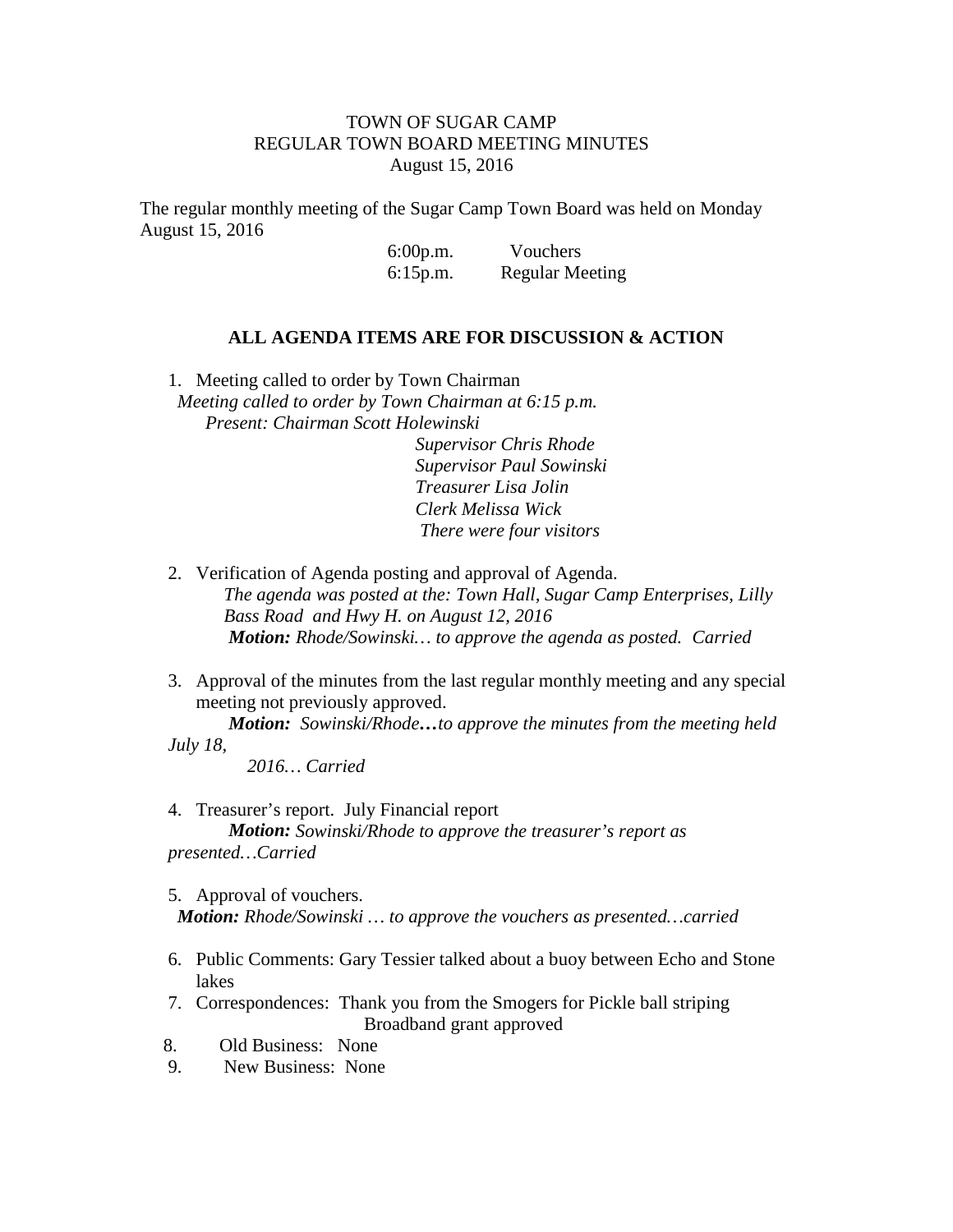TOWN OF SUGAR CAMP
REGULAR TOWN BOARD MEETING MINUTES
August 15, 2016

The regular monthly meeting of the Sugar Camp Town Board was held on Monday August 15, 2016

6:00p.m. Vouchers
6:15p.m. Regular Meeting

**ALL AGENDA ITEMS ARE FOR DISCUSSION & ACTION**

1. Meeting called to order by Town Chairman

   *Meeting called to order by Town Chairman at 6:15 p.m.*

   *Present: Chairman Scott Holewinski*
   *Supervisor Chris Rhode*
   *Supervisor Paul Sowinski*
   *Treasurer Lisa Jolin*
   *Clerk Melissa Wick*
   *There were four visitors*

2. Verification of Agenda posting and approval of Agenda.

   *The agenda was posted at the: Town Hall, Sugar Camp Enterprises, Lilly Bass Road and Hwy H. on August 12, 2016*

   ***Motion:** Rhode/Sowinski… to approve the agenda as posted. Carried*

3. Approval of the minutes from the last regular monthly meeting and any special meeting not previously approved.

   ***Motion:** Sowinski/Rhode…to approve the minutes from the meeting held July 18, 2016… Carried*

4. Treasurer's report. July Financial report

   ***Motion:** Sowinski/Rhode to approve the treasurer's report as presented…Carried*

5. Approval of vouchers.

   ***Motion:** Rhode/Sowinski … to approve the vouchers as presented…carried*

6. Public Comments: Gary Tessier talked about a buoy between Echo and Stone lakes
7. Correspondences: Thank you from the Smogers for Pickle ball striping
   Broadband grant approved
8. Old Business: None
9. New Business: None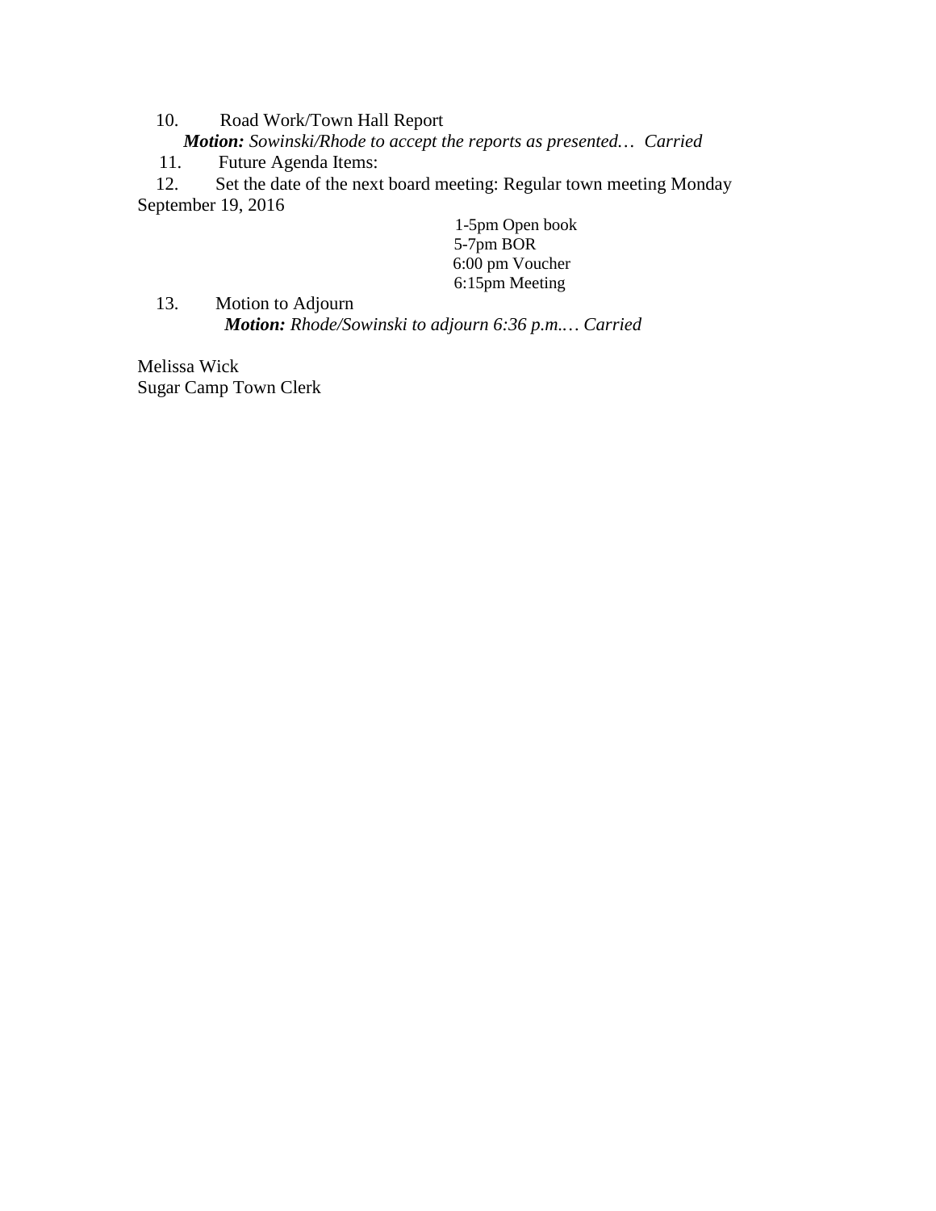10. Road Work/Town Hall Report

 ***Motion:*** *Sowinski/Rhode to accept the reports as presented… Carried*

11. Future Agenda Items:

12. Set the date of the next board meeting: Regular town meeting Monday September 19, 2016

 1-5pm Open book
 5-7pm BOR
 6:00 pm Voucher
 6:15pm Meeting

13. Motion to Adjourn

 ***Motion:*** *Rhode/Sowinski to adjourn 6:36 p.m.… Carried*

Melissa Wick
Sugar Camp Town Clerk